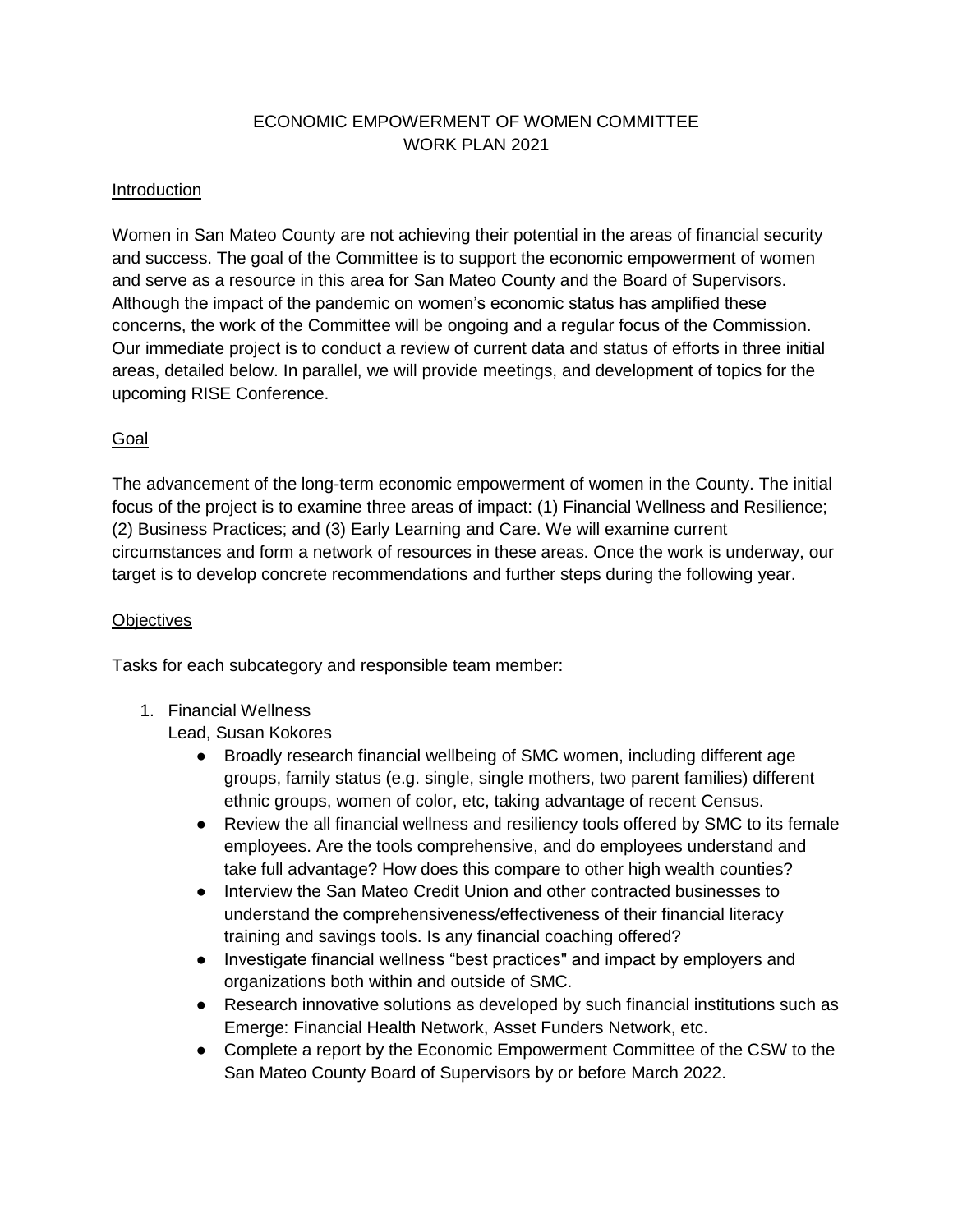# ECONOMIC EMPOWERMENT OF WOMEN COMMITTEE
# WORK PLAN 2021

## Introduction

Women in San Mateo County are not achieving their potential in the areas of financial security and success. The goal of the Committee is to support the economic empowerment of women and serve as a resource in this area for San Mateo County and the Board of Supervisors. Although the impact of the pandemic on women's economic status has amplified these concerns, the work of the Committee will be ongoing and a regular focus of the Commission. Our immediate project is to conduct a review of current data and status of efforts in three initial areas, detailed below. In parallel, we will provide meetings, and development of topics for the upcoming RISE Conference.

## Goal

The advancement of the long-term economic empowerment of women in the County. The initial focus of the project is to examine three areas of impact: (1) Financial Wellness and Resilience; (2) Business Practices; and (3) Early Learning and Care. We will examine current circumstances and form a network of resources in these areas. Once the work is underway, our target is to develop concrete recommendations and further steps during the following year.

## Objectives

Tasks for each subcategory and responsible team member:

1. Financial Wellness
   Lead, Susan Kokores
   - Broadly research financial wellbeing of SMC women, including different age groups, family status (e.g. single, single mothers, two parent families) different ethnic groups, women of color, etc, taking advantage of recent Census.
   - Review the all financial wellness and resiliency tools offered by SMC to its female employees. Are the tools comprehensive, and do employees understand and take full advantage? How does this compare to other high wealth counties?
   - Interview the San Mateo Credit Union and other contracted businesses to understand the comprehensiveness/effectiveness of their financial literacy training and savings tools. Is any financial coaching offered?
   - Investigate financial wellness "best practices" and impact by employers and organizations both within and outside of SMC.
   - Research innovative solutions as developed by such financial institutions such as Emerge: Financial Health Network, Asset Funders Network, etc.
   - Complete a report by the Economic Empowerment Committee of the CSW to the San Mateo County Board of Supervisors by or before March 2022.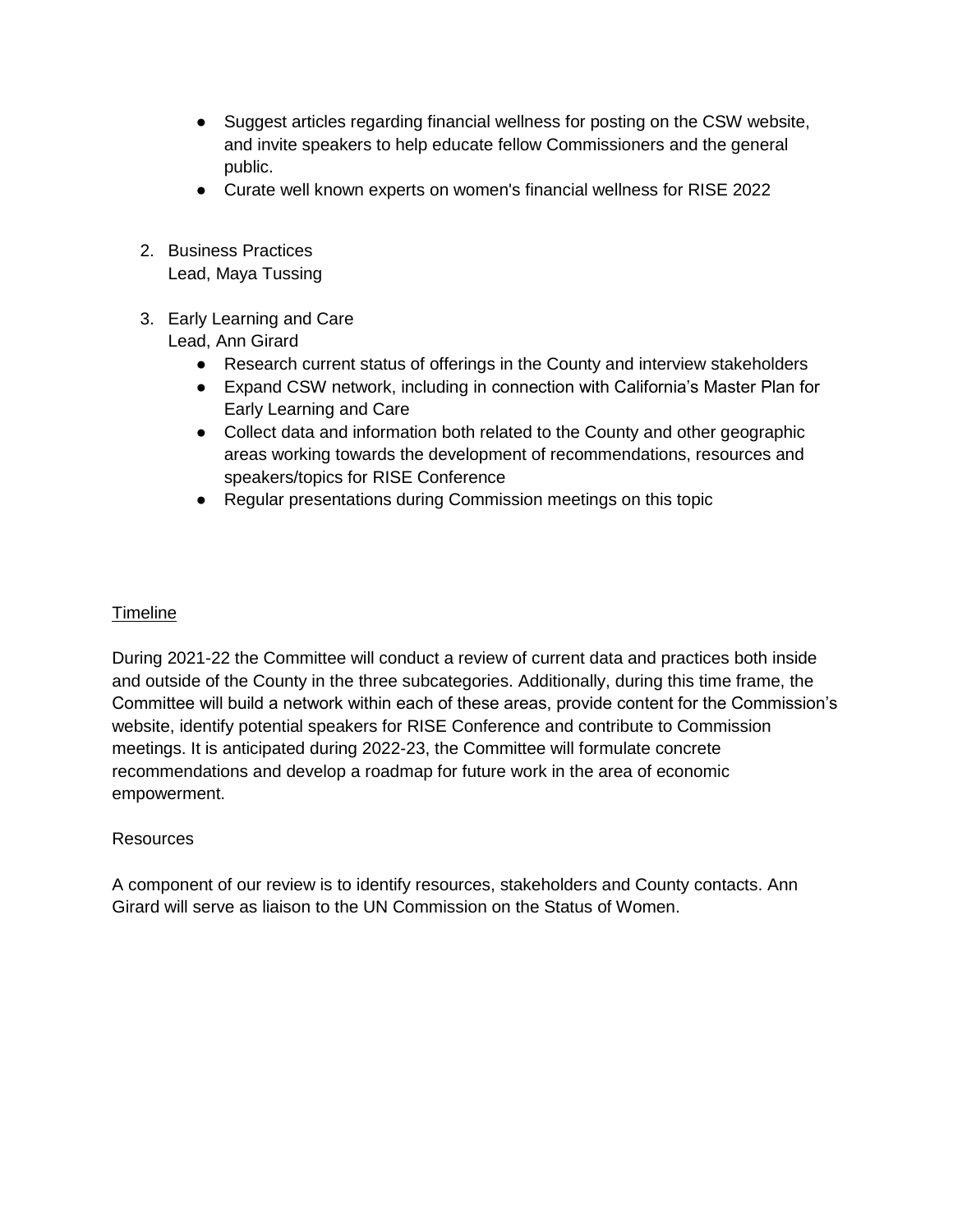- Suggest articles regarding financial wellness for posting on the CSW website, and invite speakers to help educate fellow Commissioners and the general public.
- Curate well known experts on women's financial wellness for RISE 2022

2. Business Practices
   Lead, Maya Tussing

3. Early Learning and Care
   Lead, Ann Girard
   - Research current status of offerings in the County and interview stakeholders
   - Expand CSW network, including in connection with California's Master Plan for Early Learning and Care
   - Collect data and information both related to the County and other geographic areas working towards the development of recommendations, resources and speakers/topics for RISE Conference
   - Regular presentations during Commission meetings on this topic

<u>Timeline</u>

During 2021-22 the Committee will conduct a review of current data and practices both inside and outside of the County in the three subcategories. Additionally, during this time frame, the Committee will build a network within each of these areas, provide content for the Commission's website, identify potential speakers for RISE Conference and contribute to Commission meetings. It is anticipated during 2022-23, the Committee will formulate concrete recommendations and develop a roadmap for future work in the area of economic empowerment.

Resources

A component of our review is to identify resources, stakeholders and County contacts. Ann Girard will serve as liaison to the UN Commission on the Status of Women.